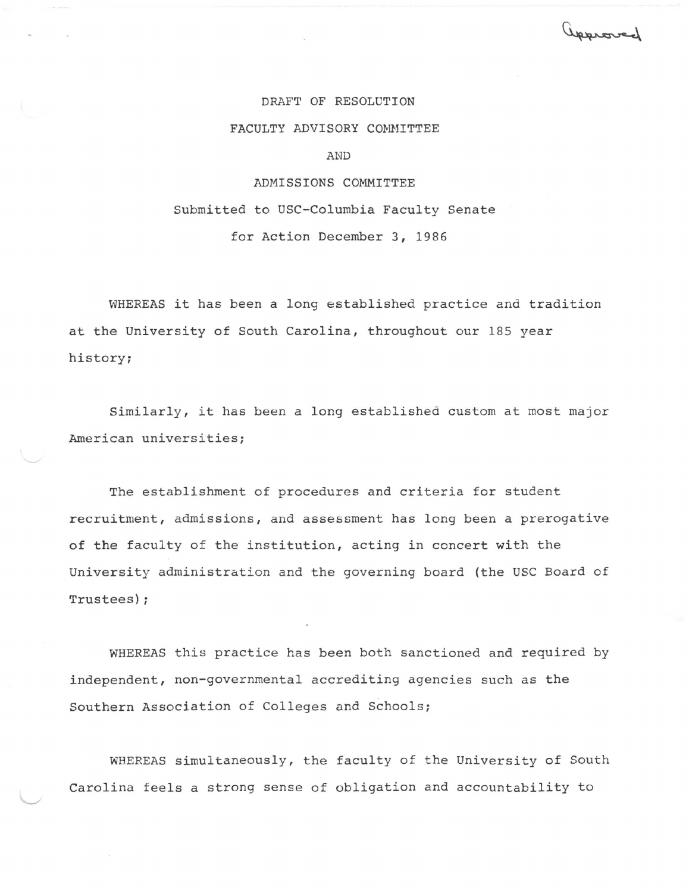Approved

DRAFT OF RESOLUTION

FACULTY ADVISORY COMMITTEE

AND

ADMISSIONS COMMITTEE

Submitted to USC-Columbia Faculty Senate

for Action December 3, 1986

WHEREAS it has been a long established practice and tradition at the University of South Carolina, throughout our 185 year history;

Similarly, it has been a long established custom at most major American universities;

The establishment of procedures and criteria for student recruitment, admissions, and assessment has long been a prerogative of the faculty of the institution, acting in concert with the University administration and the governing board (the USC Board of Trustees);

WHEREAS this practice has been both sanctioned and required by independent, non-governmental accrediting agencies such as the Southern Association of Colleges and Schools;

WHEREAS simultaneously, the faculty of the University of South Carolina feels a strong sense of obligation and accountability to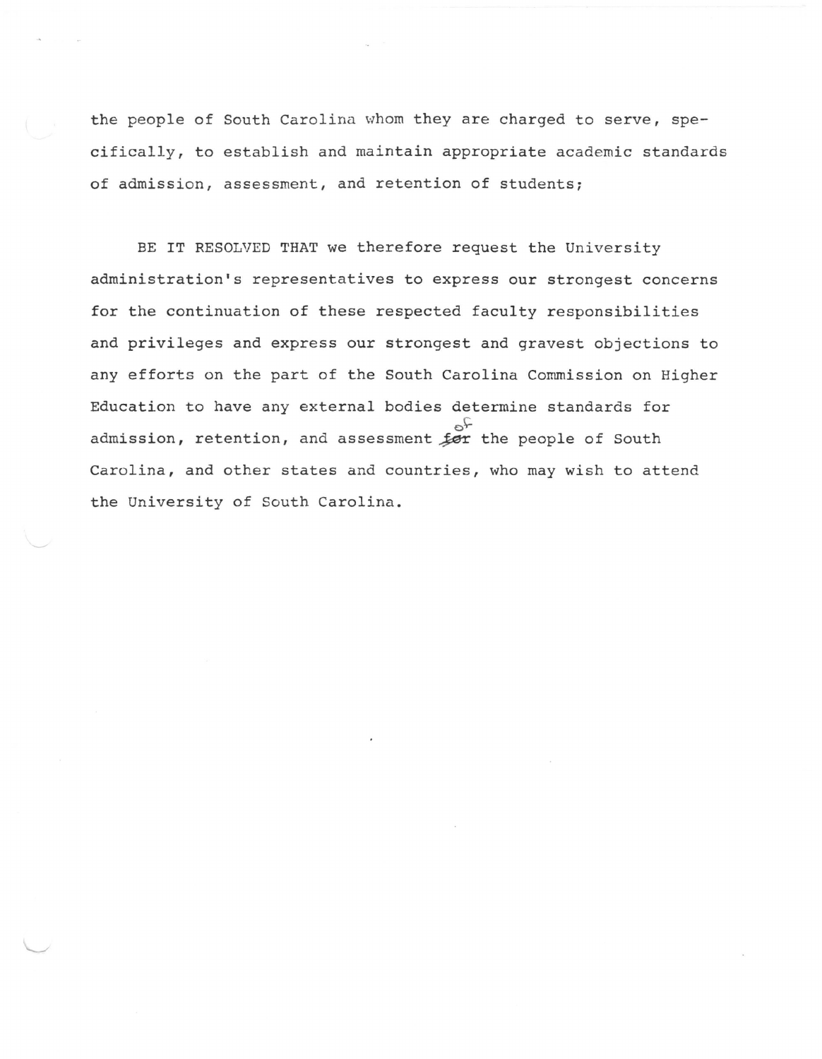the people of South Carolina whom they are charged to serve, specifically, to establish and maintain appropriate academic standards of admission, assessment, and retention of students;

BE IT RESOLVED THAT we therefore request the University administration's representatives to express our strongest concerns for the continuation of these respected faculty responsibilities and privileges and express our strongest and gravest objections to any efforts on the part of the South Carolina Commission on Higher Education to have any external bodies determine standards for admission, retention, and assessment ~~for~~ of the people of South Carolina, and other states and countries, who may wish to attend the University of South Carolina.